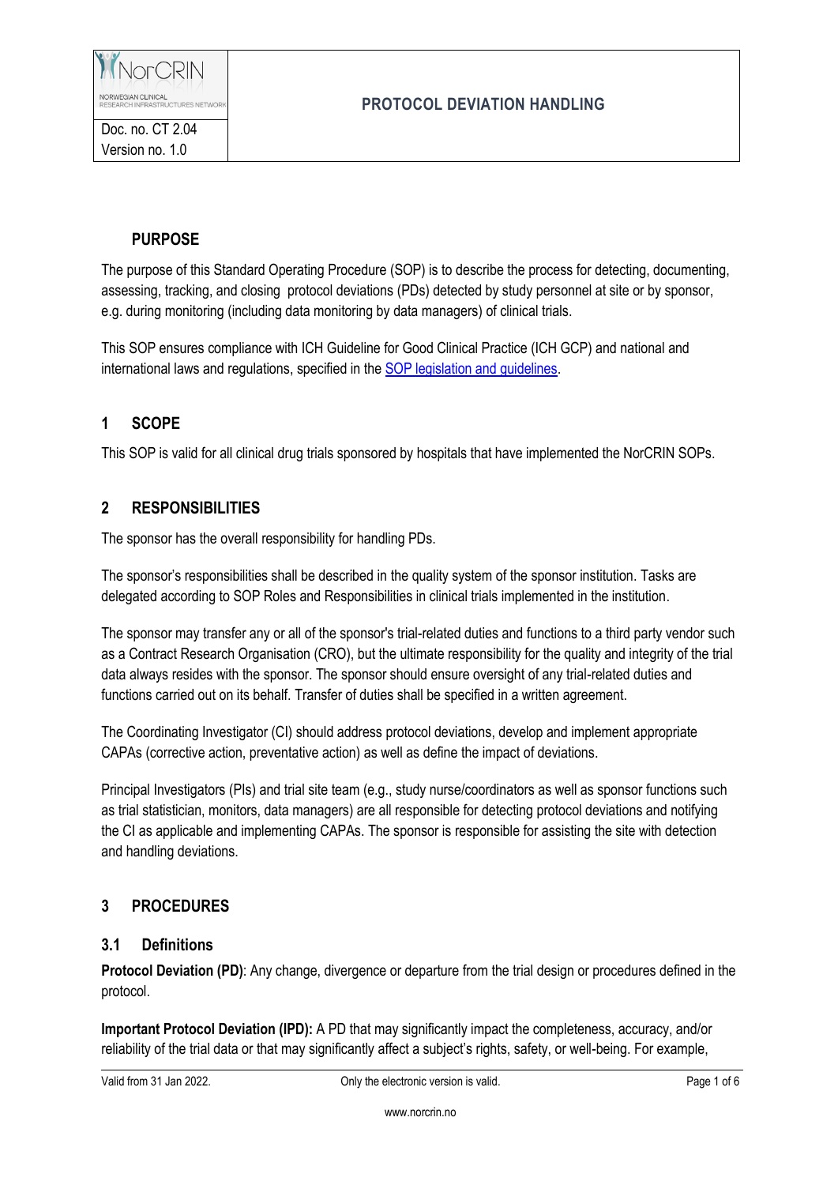| NorCRIN NORWEGIAN CLINICAL RESEARCH INFRASTRUCTURES NETWORK | PROTOCOL DEVIATION HANDLING |
|---|---|
| Doc. no. CT 2.04 Version no. 1.0 | |

## PURPOSE

The purpose of this Standard Operating Procedure (SOP) is to describe the process for detecting, documenting, assessing, tracking, and closing protocol deviations (PDs) detected by study personnel at site or by sponsor, e.g. during monitoring (including data monitoring by data managers) of clinical trials.

This SOP ensures compliance with ICH Guideline for Good Clinical Practice (ICH GCP) and national and international laws and regulations, specified in the SOP legislation and guidelines.

## 1 SCOPE

This SOP is valid for all clinical drug trials sponsored by hospitals that have implemented the NorCRIN SOPs.

## 2 RESPONSIBILITIES

The sponsor has the overall responsibility for handling PDs.

The sponsor's responsibilities shall be described in the quality system of the sponsor institution. Tasks are delegated according to SOP Roles and Responsibilities in clinical trials implemented in the institution.

The sponsor may transfer any or all of the sponsor's trial-related duties and functions to a third party vendor such as a Contract Research Organisation (CRO), but the ultimate responsibility for the quality and integrity of the trial data always resides with the sponsor. The sponsor should ensure oversight of any trial-related duties and functions carried out on its behalf. Transfer of duties shall be specified in a written agreement.

The Coordinating Investigator (CI) should address protocol deviations, develop and implement appropriate CAPAs (corrective action, preventative action) as well as define the impact of deviations.

Principal Investigators (PIs) and trial site team (e.g., study nurse/coordinators as well as sponsor functions such as trial statistician, monitors, data managers) are all responsible for detecting protocol deviations and notifying the CI as applicable and implementing CAPAs. The sponsor is responsible for assisting the site with detection and handling deviations.

## 3 PROCEDURES

### 3.1 Definitions

**Protocol Deviation (PD)**: Any change, divergence or departure from the trial design or procedures defined in the protocol.

**Important Protocol Deviation (IPD):** A PD that may significantly impact the completeness, accuracy, and/or reliability of the trial data or that may significantly affect a subject's rights, safety, or well-being. For example,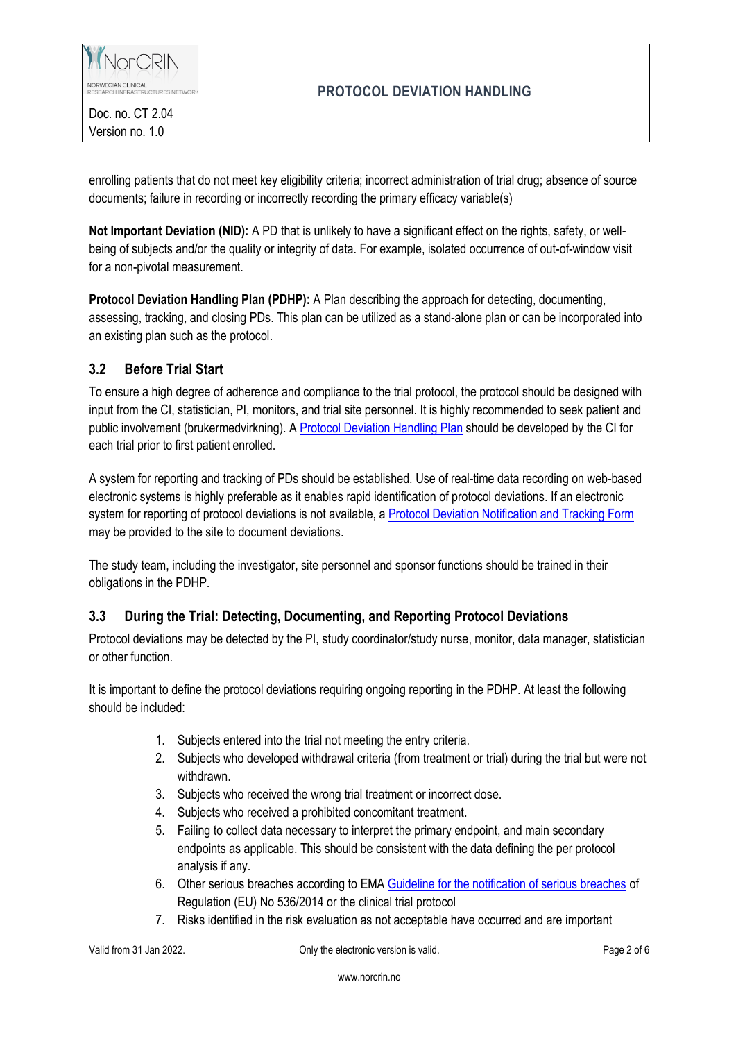enrolling patients that do not meet key eligibility criteria; incorrect administration of trial drug; absence of source documents; failure in recording or incorrectly recording the primary efficacy variable(s)

**Not Important Deviation (NID):** A PD that is unlikely to have a significant effect on the rights, safety, or well-being of subjects and/or the quality or integrity of data. For example, isolated occurrence of out-of-window visit for a non-pivotal measurement.

**Protocol Deviation Handling Plan (PDHP):** A Plan describing the approach for detecting, documenting, assessing, tracking, and closing PDs. This plan can be utilized as a stand-alone plan or can be incorporated into an existing plan such as the protocol.

## 3.2 Before Trial Start

To ensure a high degree of adherence and compliance to the trial protocol, the protocol should be designed with input from the CI, statistician, PI, monitors, and trial site personnel. It is highly recommended to seek patient and public involvement (brukermedvirkning). A Protocol Deviation Handling Plan should be developed by the CI for each trial prior to first patient enrolled.

A system for reporting and tracking of PDs should be established. Use of real-time data recording on web-based electronic systems is highly preferable as it enables rapid identification of protocol deviations. If an electronic system for reporting of protocol deviations is not available, a Protocol Deviation Notification and Tracking Form may be provided to the site to document deviations.

The study team, including the investigator, site personnel and sponsor functions should be trained in their obligations in the PDHP.

## 3.3 During the Trial: Detecting, Documenting, and Reporting Protocol Deviations

Protocol deviations may be detected by the PI, study coordinator/study nurse, monitor, data manager, statistician or other function.

It is important to define the protocol deviations requiring ongoing reporting in the PDHP. At least the following should be included:

1. Subjects entered into the trial not meeting the entry criteria.
2. Subjects who developed withdrawal criteria (from treatment or trial) during the trial but were not withdrawn.
3. Subjects who received the wrong trial treatment or incorrect dose.
4. Subjects who received a prohibited concomitant treatment.
5. Failing to collect data necessary to interpret the primary endpoint, and main secondary endpoints as applicable. This should be consistent with the data defining the per protocol analysis if any.
6. Other serious breaches according to EMA Guideline for the notification of serious breaches of Regulation (EU) No 536/2014 or the clinical trial protocol
7. Risks identified in the risk evaluation as not acceptable have occurred and are important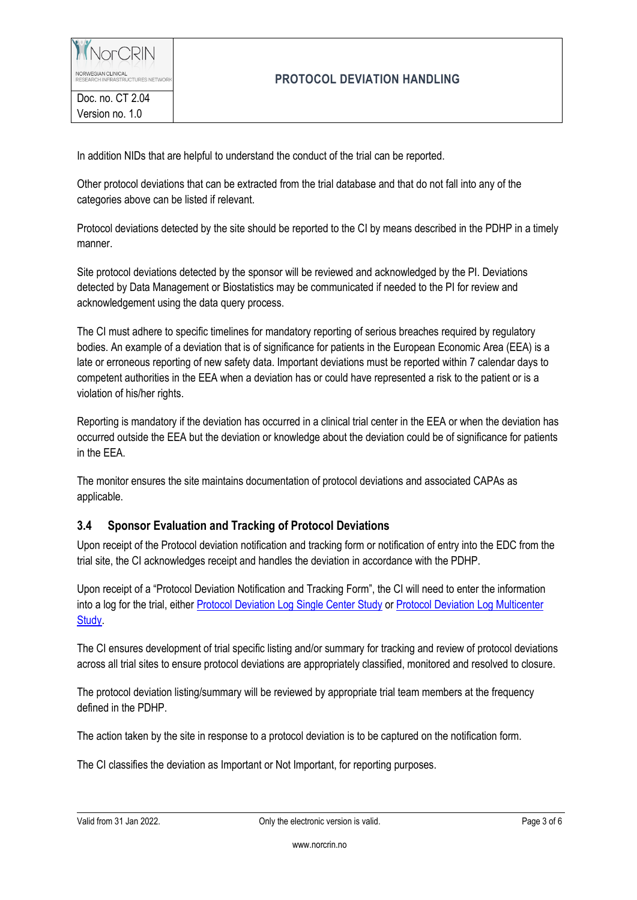In addition NIDs that are helpful to understand the conduct of the trial can be reported.

Other protocol deviations that can be extracted from the trial database and that do not fall into any of the categories above can be listed if relevant.

Protocol deviations detected by the site should be reported to the CI by means described in the PDHP in a timely manner.

Site protocol deviations detected by the sponsor will be reviewed and acknowledged by the PI. Deviations detected by Data Management or Biostatistics may be communicated if needed to the PI for review and acknowledgement using the data query process.

The CI must adhere to specific timelines for mandatory reporting of serious breaches required by regulatory bodies. An example of a deviation that is of significance for patients in the European Economic Area (EEA) is a late or erroneous reporting of new safety data. Important deviations must be reported within 7 calendar days to competent authorities in the EEA when a deviation has or could have represented a risk to the patient or is a violation of his/her rights.

Reporting is mandatory if the deviation has occurred in a clinical trial center in the EEA or when the deviation has occurred outside the EEA but the deviation or knowledge about the deviation could be of significance for patients in the EEA.

The monitor ensures the site maintains documentation of protocol deviations and associated CAPAs as applicable.

## 3.4 Sponsor Evaluation and Tracking of Protocol Deviations

Upon receipt of the Protocol deviation notification and tracking form or notification of entry into the EDC from the trial site, the CI acknowledges receipt and handles the deviation in accordance with the PDHP.

Upon receipt of a "Protocol Deviation Notification and Tracking Form", the CI will need to enter the information into a log for the trial, either Protocol Deviation Log Single Center Study or Protocol Deviation Log Multicenter Study.

The CI ensures development of trial specific listing and/or summary for tracking and review of protocol deviations across all trial sites to ensure protocol deviations are appropriately classified, monitored and resolved to closure.

The protocol deviation listing/summary will be reviewed by appropriate trial team members at the frequency defined in the PDHP.

The action taken by the site in response to a protocol deviation is to be captured on the notification form.

The CI classifies the deviation as Important or Not Important, for reporting purposes.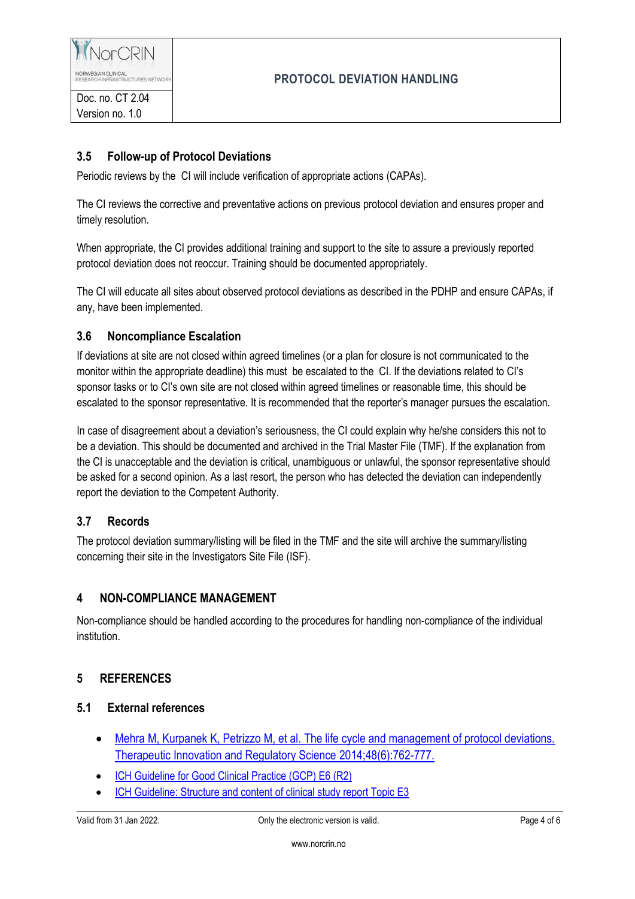### 3.5 Follow-up of Protocol Deviations

Periodic reviews by the CI will include verification of appropriate actions (CAPAs).

The CI reviews the corrective and preventative actions on previous protocol deviation and ensures proper and timely resolution.

When appropriate, the CI provides additional training and support to the site to assure a previously reported protocol deviation does not reoccur. Training should be documented appropriately.

The CI will educate all sites about observed protocol deviations as described in the PDHP and ensure CAPAs, if any, have been implemented.

### 3.6 Noncompliance Escalation

If deviations at site are not closed within agreed timelines (or a plan for closure is not communicated to the monitor within the appropriate deadline) this must be escalated to the CI. If the deviations related to CI's sponsor tasks or to CI's own site are not closed within agreed timelines or reasonable time, this should be escalated to the sponsor representative. It is recommended that the reporter's manager pursues the escalation.

In case of disagreement about a deviation's seriousness, the CI could explain why he/she considers this not to be a deviation. This should be documented and archived in the Trial Master File (TMF). If the explanation from the CI is unacceptable and the deviation is critical, unambiguous or unlawful, the sponsor representative should be asked for a second opinion. As a last resort, the person who has detected the deviation can independently report the deviation to the Competent Authority.

### 3.7 Records

The protocol deviation summary/listing will be filed in the TMF and the site will archive the summary/listing concerning their site in the Investigators Site File (ISF).

## 4 NON-COMPLIANCE MANAGEMENT

Non-compliance should be handled according to the procedures for handling non-compliance of the individual institution.

## 5 REFERENCES

### 5.1 External references

- Mehra M, Kurpanek K, Petrizzo M, et al. The life cycle and management of protocol deviations. Therapeutic Innovation and Regulatory Science 2014;48(6):762-777.
- ICH Guideline for Good Clinical Practice (GCP) E6 (R2)
- ICH Guideline: Structure and content of clinical study report Topic E3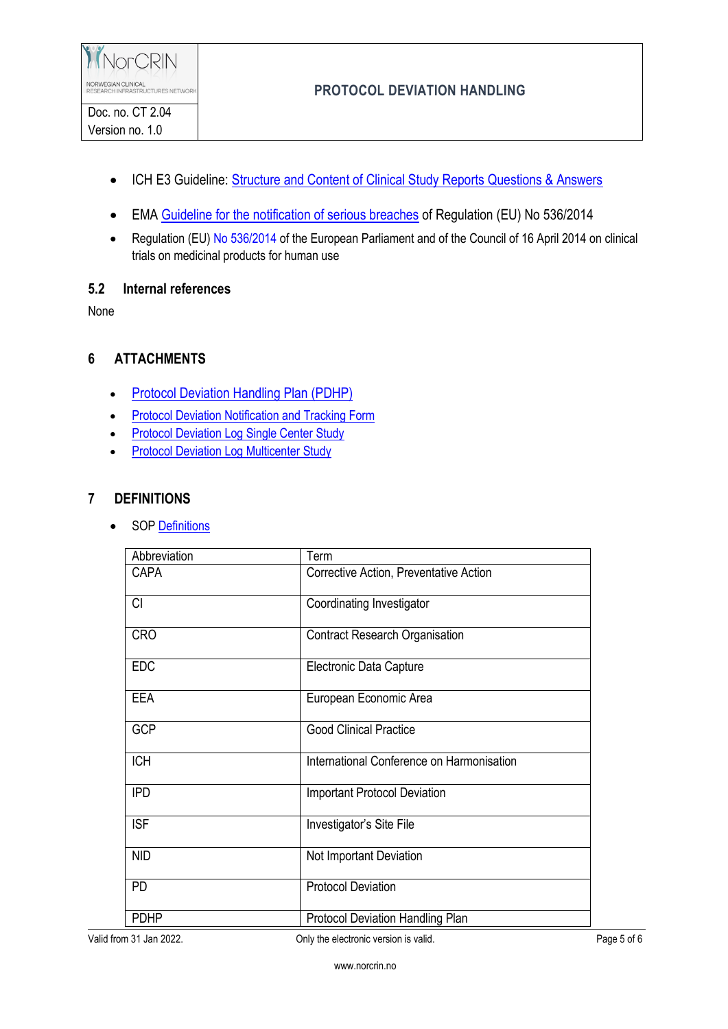- ICH E3 Guideline: Structure and Content of Clinical Study Reports Questions & Answers
- EMA Guideline for the notification of serious breaches of Regulation (EU) No 536/2014
- Regulation (EU) No 536/2014 of the European Parliament and of the Council of 16 April 2014 on clinical trials on medicinal products for human use

### 5.2 Internal references

None

## 6 ATTACHMENTS

- Protocol Deviation Handling Plan (PDHP)
- Protocol Deviation Notification and Tracking Form
- Protocol Deviation Log Single Center Study
- Protocol Deviation Log Multicenter Study

## 7 DEFINITIONS

- SOP Definitions

| Abbreviation | Term |
|---|---|
| CAPA | Corrective Action, Preventative Action |
| CI | Coordinating Investigator |
| CRO | Contract Research Organisation |
| EDC | Electronic Data Capture |
| EEA | European Economic Area |
| GCP | Good Clinical Practice |
| ICH | International Conference on Harmonisation |
| IPD | Important Protocol Deviation |
| ISF | Investigator's Site File |
| NID | Not Important Deviation |
| PD | Protocol Deviation |
| PDHP | Protocol Deviation Handling Plan |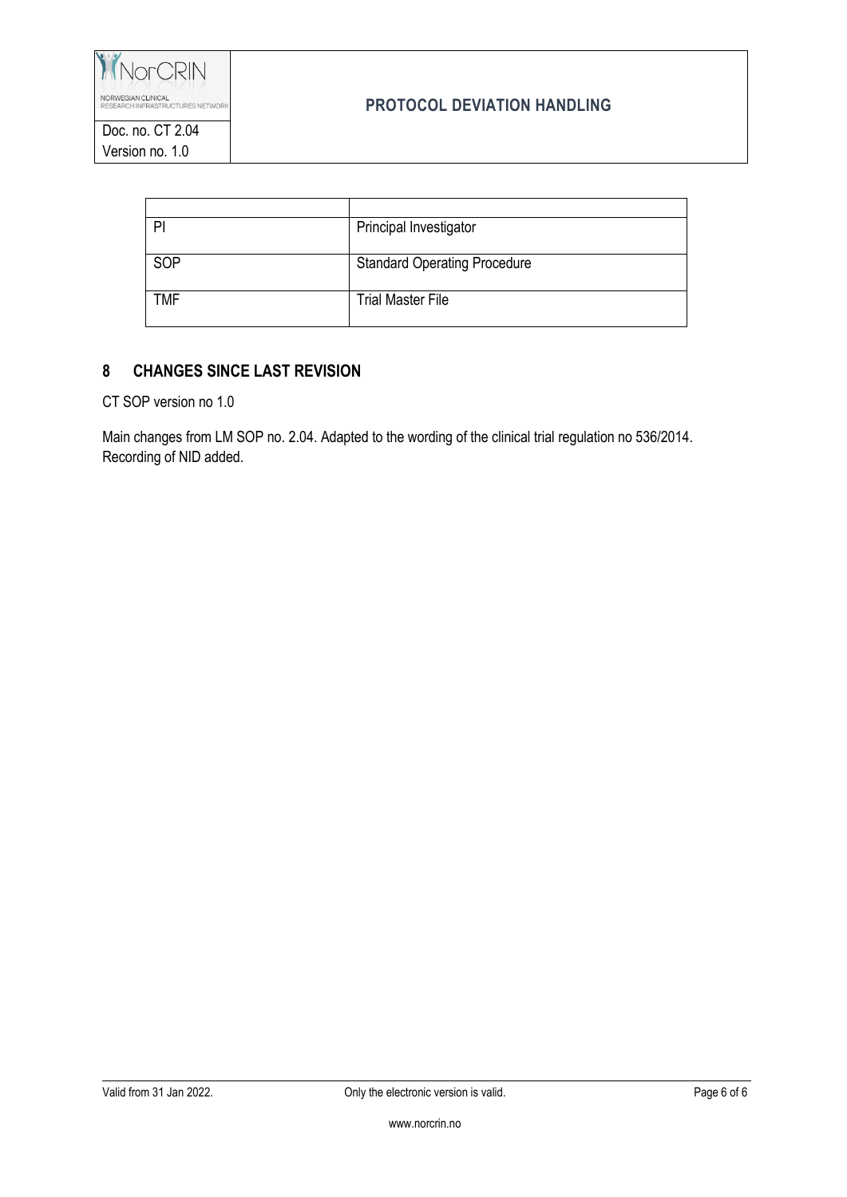| | |
|---|---|
| PI | Principal Investigator |
| SOP | Standard Operating Procedure |
| TMF | Trial Master File |

## 8 CHANGES SINCE LAST REVISION

CT SOP version no 1.0

Main changes from LM SOP no. 2.04. Adapted to the wording of the clinical trial regulation no 536/2014. Recording of NID added.